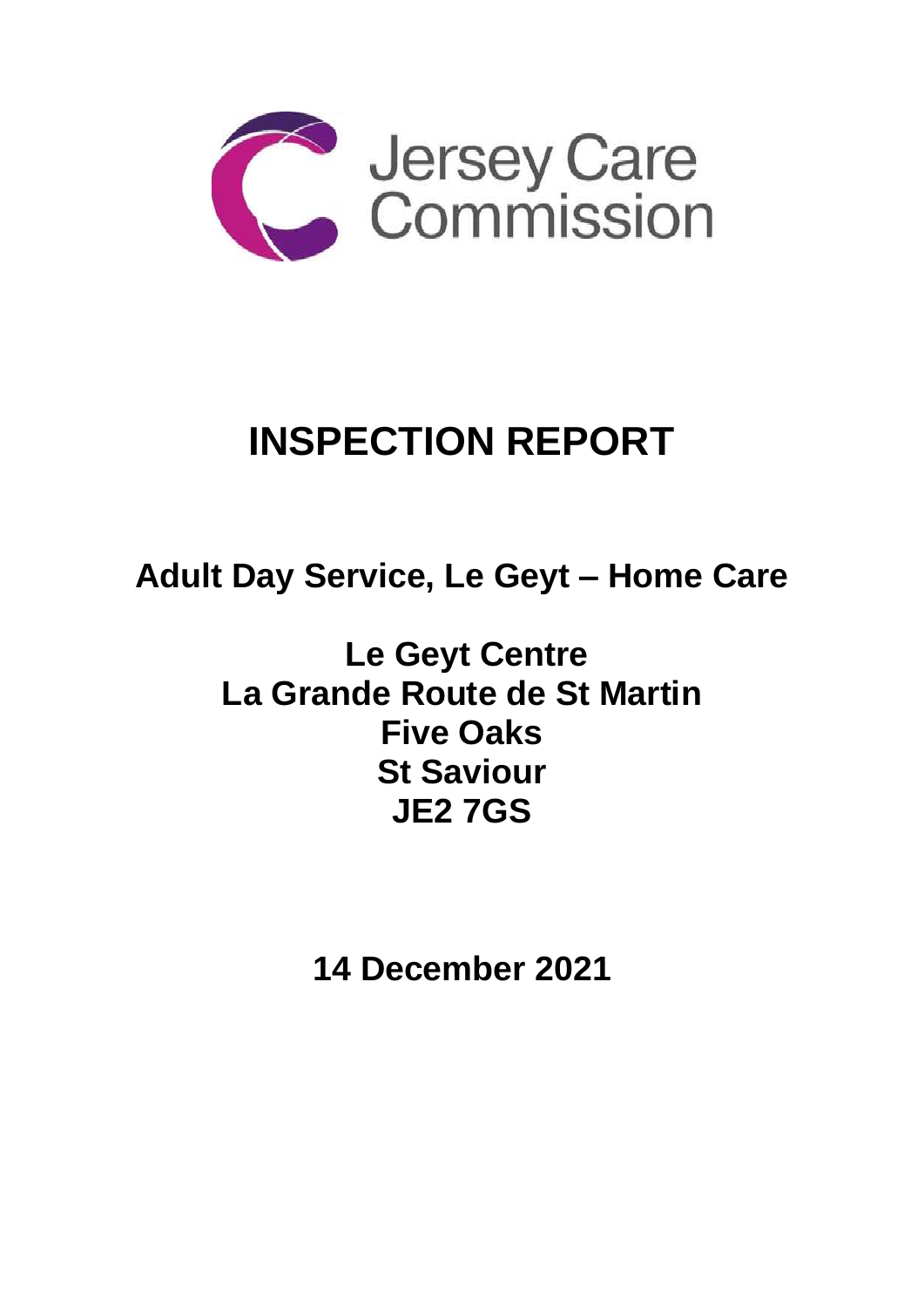Jersey Care Commission

# INSPECTION REPORT

## Adult Day Service, Le Geyt – Home Care

**Le Geyt Centre**
**La Grande Route de St Martin**
**Five Oaks**
**St Saviour**
**JE2 7GS**

**14 December 2021**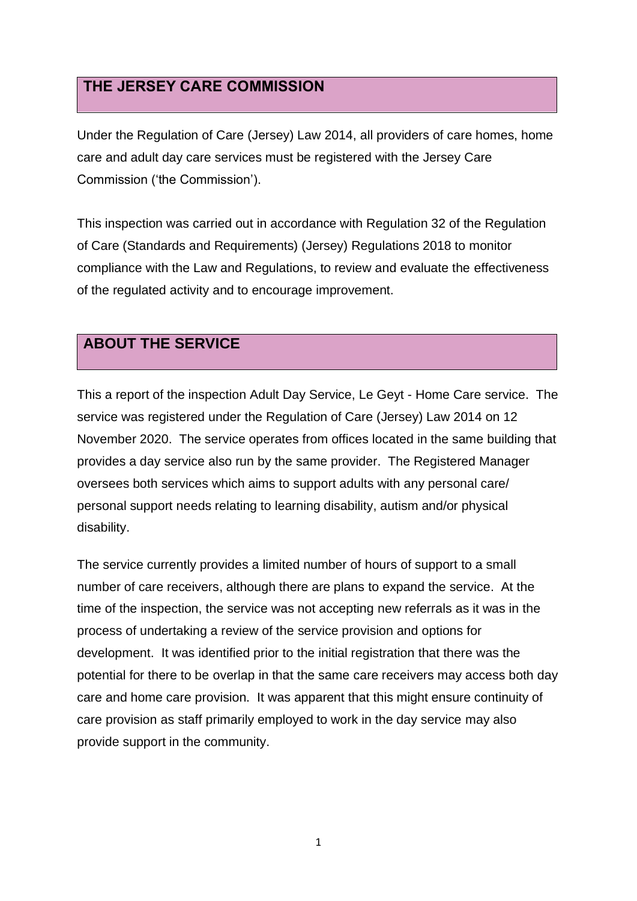## THE JERSEY CARE COMMISSION

Under the Regulation of Care (Jersey) Law 2014, all providers of care homes, home care and adult day care services must be registered with the Jersey Care Commission ('the Commission').

This inspection was carried out in accordance with Regulation 32 of the Regulation of Care (Standards and Requirements) (Jersey) Regulations 2018 to monitor compliance with the Law and Regulations, to review and evaluate the effectiveness of the regulated activity and to encourage improvement.

## ABOUT THE SERVICE

This a report of the inspection Adult Day Service, Le Geyt - Home Care service. The service was registered under the Regulation of Care (Jersey) Law 2014 on 12 November 2020. The service operates from offices located in the same building that provides a day service also run by the same provider. The Registered Manager oversees both services which aims to support adults with any personal care/ personal support needs relating to learning disability, autism and/or physical disability.

The service currently provides a limited number of hours of support to a small number of care receivers, although there are plans to expand the service. At the time of the inspection, the service was not accepting new referrals as it was in the process of undertaking a review of the service provision and options for development. It was identified prior to the initial registration that there was the potential for there to be overlap in that the same care receivers may access both day care and home care provision. It was apparent that this might ensure continuity of care provision as staff primarily employed to work in the day service may also provide support in the community.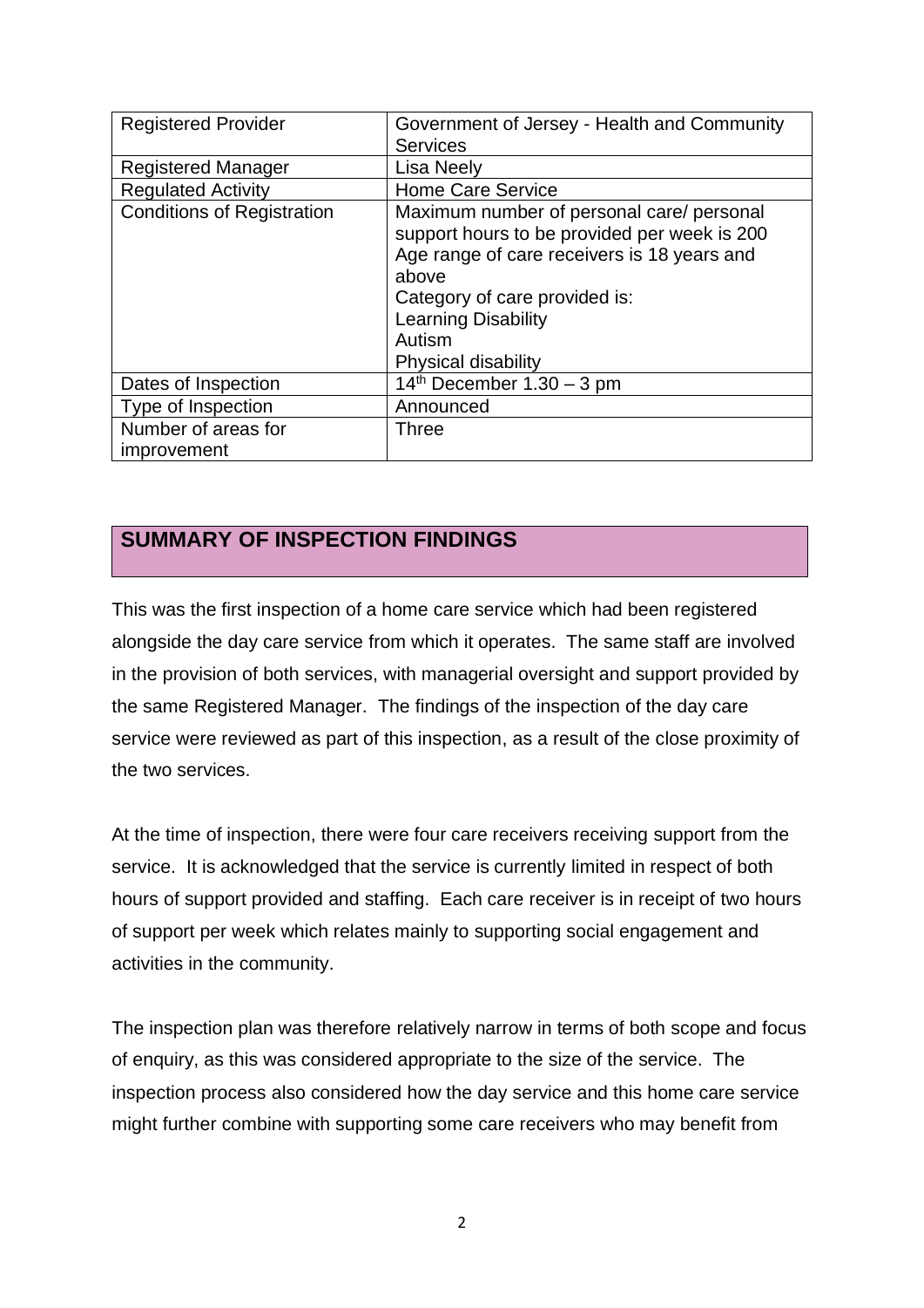| Registered Provider | Government of Jersey - Health and Community Services |
| --- | --- |
| Registered Manager | Lisa Neely |
| Regulated Activity | Home Care Service |
| Conditions of Registration | Maximum number of personal care/ personal support hours to be provided per week is 200<br>Age range of care receivers is 18 years and above<br>Category of care provided is:<br>Learning Disability<br>Autism<br>Physical disability |
| Dates of Inspection | 14th December 1.30 – 3 pm |
| Type of Inspection | Announced |
| Number of areas for improvement | Three |

## SUMMARY OF INSPECTION FINDINGS

This was the first inspection of a home care service which had been registered alongside the day care service from which it operates. The same staff are involved in the provision of both services, with managerial oversight and support provided by the same Registered Manager. The findings of the inspection of the day care service were reviewed as part of this inspection, as a result of the close proximity of the two services.

At the time of inspection, there were four care receivers receiving support from the service. It is acknowledged that the service is currently limited in respect of both hours of support provided and staffing. Each care receiver is in receipt of two hours of support per week which relates mainly to supporting social engagement and activities in the community.

The inspection plan was therefore relatively narrow in terms of both scope and focus of enquiry, as this was considered appropriate to the size of the service. The inspection process also considered how the day service and this home care service might further combine with supporting some care receivers who may benefit from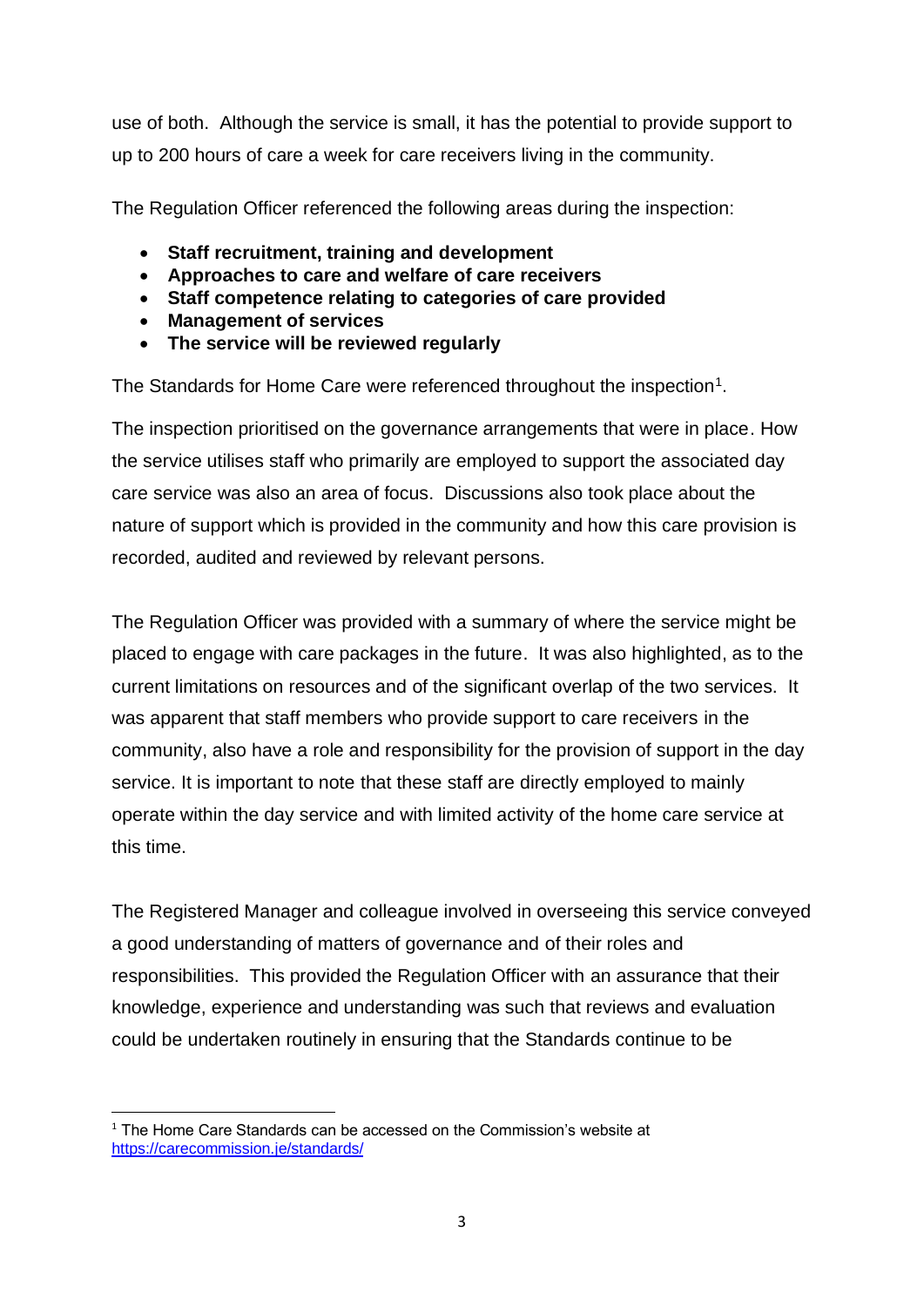use of both. Although the service is small, it has the potential to provide support to up to 200 hours of care a week for care receivers living in the community.

The Regulation Officer referenced the following areas during the inspection:

- **Staff recruitment, training and development**
- **Approaches to care and welfare of care receivers**
- **Staff competence relating to categories of care provided**
- **Management of services**
- **The service will be reviewed regularly**

The Standards for Home Care were referenced throughout the inspection[1].

The inspection prioritised on the governance arrangements that were in place. How the service utilises staff who primarily are employed to support the associated day care service was also an area of focus. Discussions also took place about the nature of support which is provided in the community and how this care provision is recorded, audited and reviewed by relevant persons.

The Regulation Officer was provided with a summary of where the service might be placed to engage with care packages in the future. It was also highlighted, as to the current limitations on resources and of the significant overlap of the two services. It was apparent that staff members who provide support to care receivers in the community, also have a role and responsibility for the provision of support in the day service. It is important to note that these staff are directly employed to mainly operate within the day service and with limited activity of the home care service at this time.

The Registered Manager and colleague involved in overseeing this service conveyed a good understanding of matters of governance and of their roles and responsibilities. This provided the Regulation Officer with an assurance that their knowledge, experience and understanding was such that reviews and evaluation could be undertaken routinely in ensuring that the Standards continue to be

---

[1] The Home Care Standards can be accessed on the Commission's website at https://carecommission.je/standards/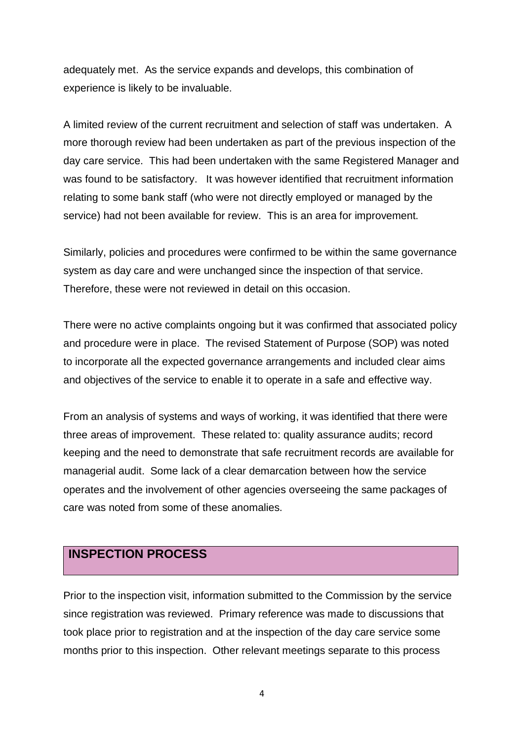adequately met. As the service expands and develops, this combination of experience is likely to be invaluable.

A limited review of the current recruitment and selection of staff was undertaken. A more thorough review had been undertaken as part of the previous inspection of the day care service. This had been undertaken with the same Registered Manager and was found to be satisfactory. It was however identified that recruitment information relating to some bank staff (who were not directly employed or managed by the service) had not been available for review. This is an area for improvement.

Similarly, policies and procedures were confirmed to be within the same governance system as day care and were unchanged since the inspection of that service. Therefore, these were not reviewed in detail on this occasion.

There were no active complaints ongoing but it was confirmed that associated policy and procedure were in place. The revised Statement of Purpose (SOP) was noted to incorporate all the expected governance arrangements and included clear aims and objectives of the service to enable it to operate in a safe and effective way.

From an analysis of systems and ways of working, it was identified that there were three areas of improvement. These related to: quality assurance audits; record keeping and the need to demonstrate that safe recruitment records are available for managerial audit. Some lack of a clear demarcation between how the service operates and the involvement of other agencies overseeing the same packages of care was noted from some of these anomalies.

## INSPECTION PROCESS

Prior to the inspection visit, information submitted to the Commission by the service since registration was reviewed. Primary reference was made to discussions that took place prior to registration and at the inspection of the day care service some months prior to this inspection. Other relevant meetings separate to this process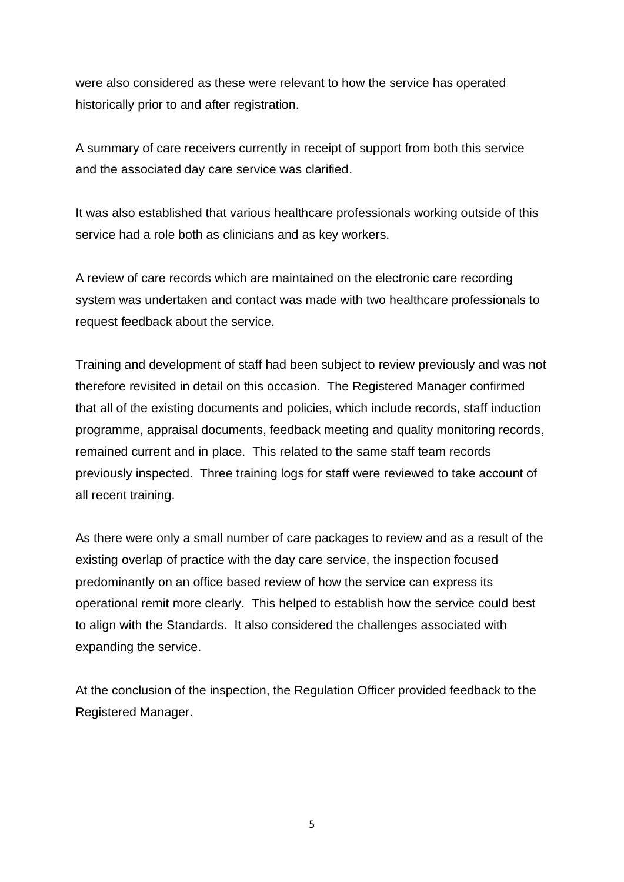were also considered as these were relevant to how the service has operated historically prior to and after registration.

A summary of care receivers currently in receipt of support from both this service and the associated day care service was clarified.

It was also established that various healthcare professionals working outside of this service had a role both as clinicians and as key workers.

A review of care records which are maintained on the electronic care recording system was undertaken and contact was made with two healthcare professionals to request feedback about the service.

Training and development of staff had been subject to review previously and was not therefore revisited in detail on this occasion. The Registered Manager confirmed that all of the existing documents and policies, which include records, staff induction programme, appraisal documents, feedback meeting and quality monitoring records, remained current and in place. This related to the same staff team records previously inspected. Three training logs for staff were reviewed to take account of all recent training.

As there were only a small number of care packages to review and as a result of the existing overlap of practice with the day care service, the inspection focused predominantly on an office based review of how the service can express its operational remit more clearly. This helped to establish how the service could best to align with the Standards. It also considered the challenges associated with expanding the service.

At the conclusion of the inspection, the Regulation Officer provided feedback to the Registered Manager.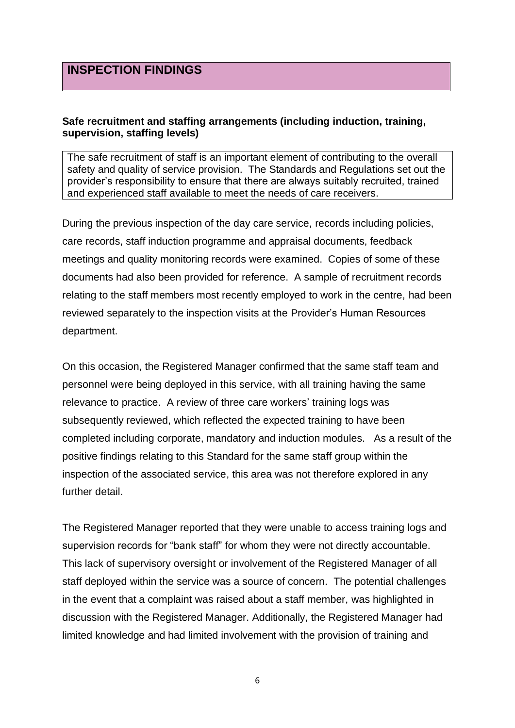## INSPECTION FINDINGS

**Safe recruitment and staffing arrangements (including induction, training, supervision, staffing levels)**

The safe recruitment of staff is an important element of contributing to the overall safety and quality of service provision. The Standards and Regulations set out the provider's responsibility to ensure that there are always suitably recruited, trained and experienced staff available to meet the needs of care receivers.

During the previous inspection of the day care service, records including policies, care records, staff induction programme and appraisal documents, feedback meetings and quality monitoring records were examined. Copies of some of these documents had also been provided for reference. A sample of recruitment records relating to the staff members most recently employed to work in the centre, had been reviewed separately to the inspection visits at the Provider's Human Resources department.

On this occasion, the Registered Manager confirmed that the same staff team and personnel were being deployed in this service, with all training having the same relevance to practice. A review of three care workers' training logs was subsequently reviewed, which reflected the expected training to have been completed including corporate, mandatory and induction modules. As a result of the positive findings relating to this Standard for the same staff group within the inspection of the associated service, this area was not therefore explored in any further detail.

The Registered Manager reported that they were unable to access training logs and supervision records for "bank staff" for whom they were not directly accountable. This lack of supervisory oversight or involvement of the Registered Manager of all staff deployed within the service was a source of concern. The potential challenges in the event that a complaint was raised about a staff member, was highlighted in discussion with the Registered Manager. Additionally, the Registered Manager had limited knowledge and had limited involvement with the provision of training and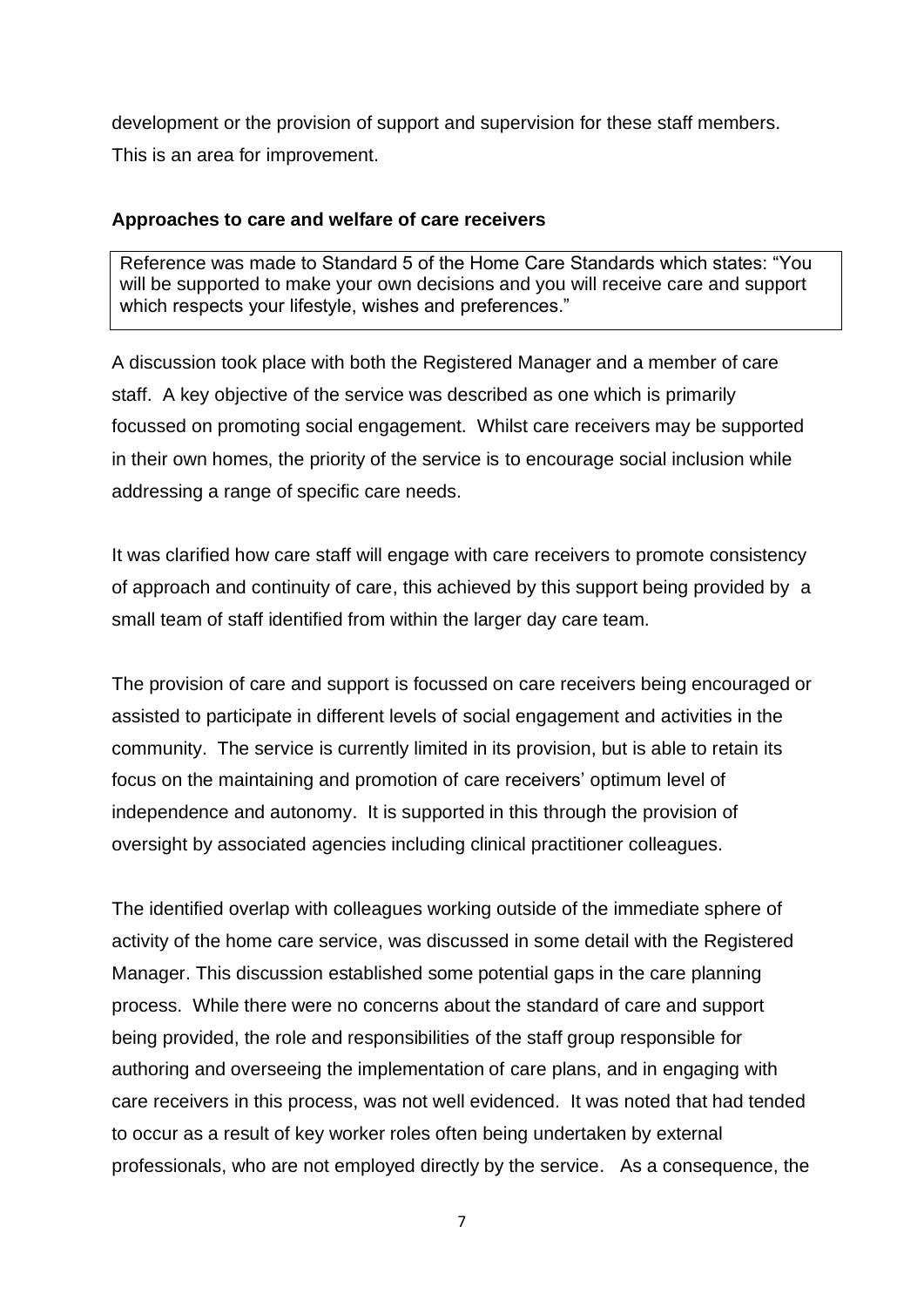development or the provision of support and supervision for these staff members. This is an area for improvement.

**Approaches to care and welfare of care receivers**

Reference was made to Standard 5 of the Home Care Standards which states: "You will be supported to make your own decisions and you will receive care and support which respects your lifestyle, wishes and preferences."

A discussion took place with both the Registered Manager and a member of care staff. A key objective of the service was described as one which is primarily focussed on promoting social engagement. Whilst care receivers may be supported in their own homes, the priority of the service is to encourage social inclusion while addressing a range of specific care needs.

It was clarified how care staff will engage with care receivers to promote consistency of approach and continuity of care, this achieved by this support being provided by a small team of staff identified from within the larger day care team.

The provision of care and support is focussed on care receivers being encouraged or assisted to participate in different levels of social engagement and activities in the community. The service is currently limited in its provision, but is able to retain its focus on the maintaining and promotion of care receivers' optimum level of independence and autonomy. It is supported in this through the provision of oversight by associated agencies including clinical practitioner colleagues.

The identified overlap with colleagues working outside of the immediate sphere of activity of the home care service, was discussed in some detail with the Registered Manager. This discussion established some potential gaps in the care planning process. While there were no concerns about the standard of care and support being provided, the role and responsibilities of the staff group responsible for authoring and overseeing the implementation of care plans, and in engaging with care receivers in this process, was not well evidenced. It was noted that had tended to occur as a result of key worker roles often being undertaken by external professionals, who are not employed directly by the service. As a consequence, the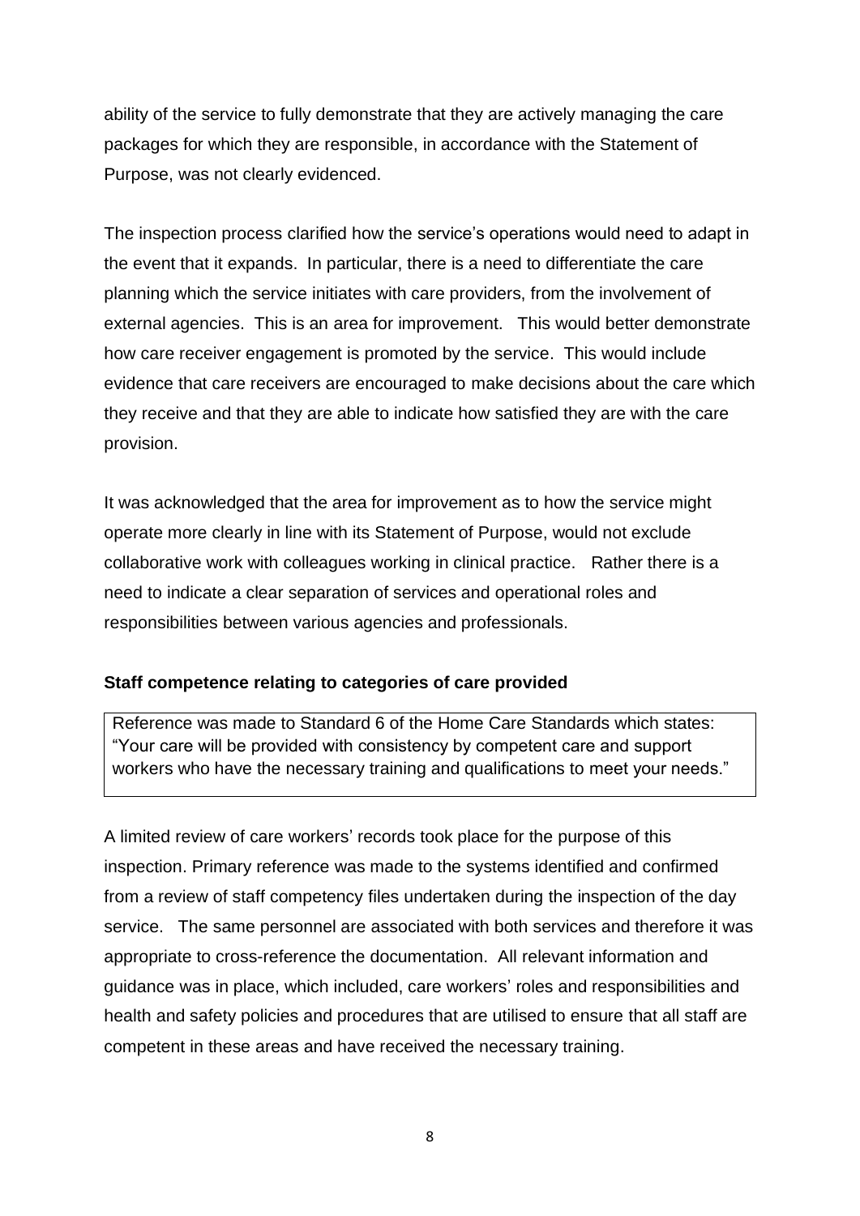ability of the service to fully demonstrate that they are actively managing the care packages for which they are responsible, in accordance with the Statement of Purpose, was not clearly evidenced.

The inspection process clarified how the service's operations would need to adapt in the event that it expands. In particular, there is a need to differentiate the care planning which the service initiates with care providers, from the involvement of external agencies. This is an area for improvement. This would better demonstrate how care receiver engagement is promoted by the service. This would include evidence that care receivers are encouraged to make decisions about the care which they receive and that they are able to indicate how satisfied they are with the care provision.

It was acknowledged that the area for improvement as to how the service might operate more clearly in line with its Statement of Purpose, would not exclude collaborative work with colleagues working in clinical practice. Rather there is a need to indicate a clear separation of services and operational roles and responsibilities between various agencies and professionals.

**Staff competence relating to categories of care provided**

Reference was made to Standard 6 of the Home Care Standards which states: "Your care will be provided with consistency by competent care and support workers who have the necessary training and qualifications to meet your needs."

A limited review of care workers' records took place for the purpose of this inspection. Primary reference was made to the systems identified and confirmed from a review of staff competency files undertaken during the inspection of the day service. The same personnel are associated with both services and therefore it was appropriate to cross-reference the documentation. All relevant information and guidance was in place, which included, care workers' roles and responsibilities and health and safety policies and procedures that are utilised to ensure that all staff are competent in these areas and have received the necessary training.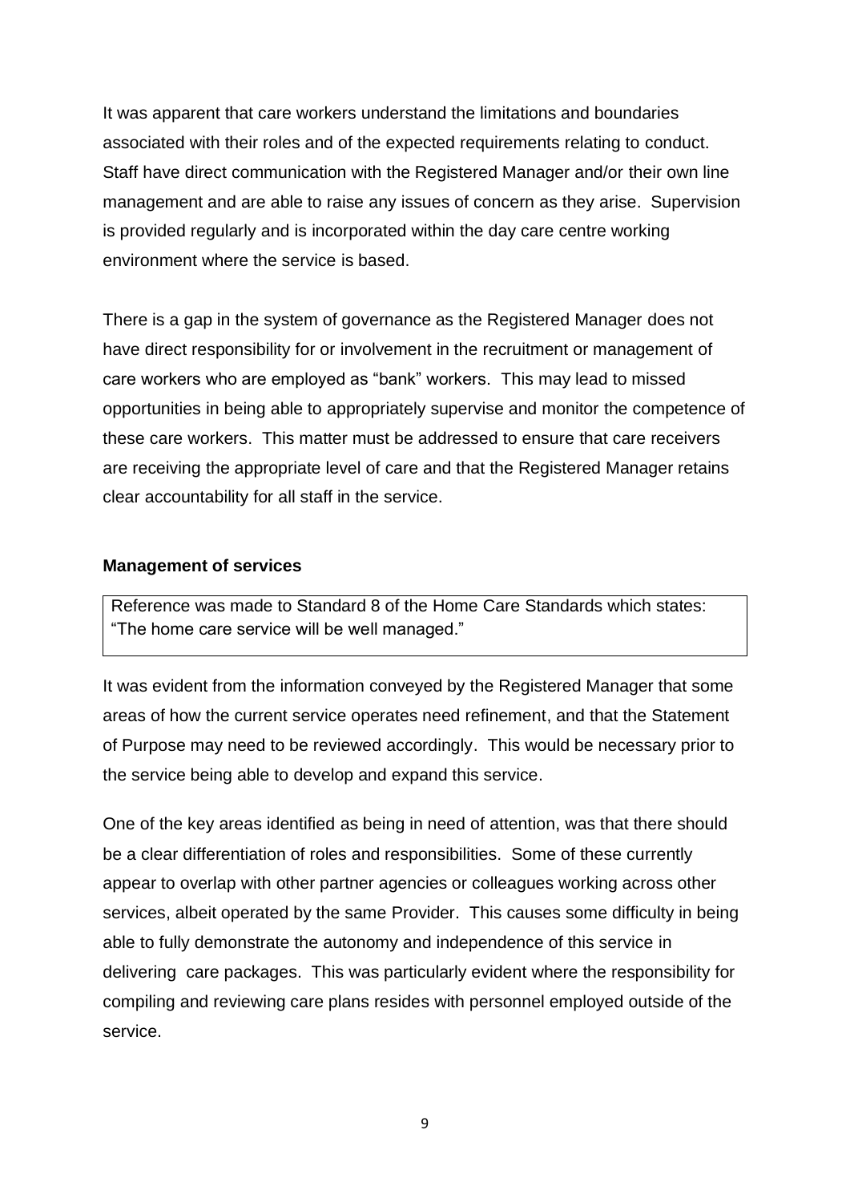It was apparent that care workers understand the limitations and boundaries associated with their roles and of the expected requirements relating to conduct. Staff have direct communication with the Registered Manager and/or their own line management and are able to raise any issues of concern as they arise. Supervision is provided regularly and is incorporated within the day care centre working environment where the service is based.

There is a gap in the system of governance as the Registered Manager does not have direct responsibility for or involvement in the recruitment or management of care workers who are employed as "bank" workers. This may lead to missed opportunities in being able to appropriately supervise and monitor the competence of these care workers. This matter must be addressed to ensure that care receivers are receiving the appropriate level of care and that the Registered Manager retains clear accountability for all staff in the service.

**Management of services**

Reference was made to Standard 8 of the Home Care Standards which states: "The home care service will be well managed."

It was evident from the information conveyed by the Registered Manager that some areas of how the current service operates need refinement, and that the Statement of Purpose may need to be reviewed accordingly. This would be necessary prior to the service being able to develop and expand this service.

One of the key areas identified as being in need of attention, was that there should be a clear differentiation of roles and responsibilities. Some of these currently appear to overlap with other partner agencies or colleagues working across other services, albeit operated by the same Provider. This causes some difficulty in being able to fully demonstrate the autonomy and independence of this service in delivering care packages. This was particularly evident where the responsibility for compiling and reviewing care plans resides with personnel employed outside of the service.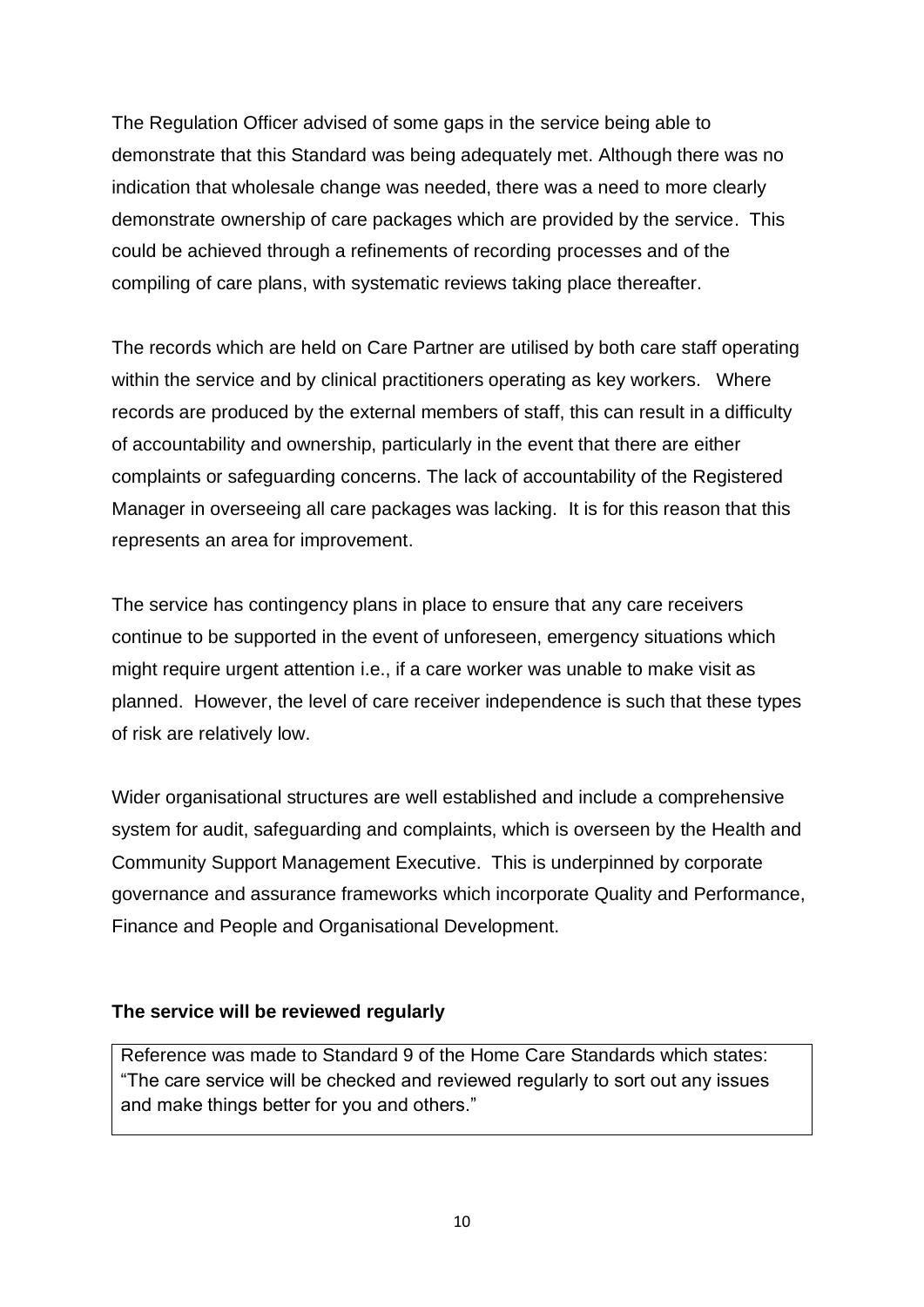The Regulation Officer advised of some gaps in the service being able to demonstrate that this Standard was being adequately met. Although there was no indication that wholesale change was needed, there was a need to more clearly demonstrate ownership of care packages which are provided by the service. This could be achieved through a refinements of recording processes and of the compiling of care plans, with systematic reviews taking place thereafter.

The records which are held on Care Partner are utilised by both care staff operating within the service and by clinical practitioners operating as key workers. Where records are produced by the external members of staff, this can result in a difficulty of accountability and ownership, particularly in the event that there are either complaints or safeguarding concerns. The lack of accountability of the Registered Manager in overseeing all care packages was lacking. It is for this reason that this represents an area for improvement.

The service has contingency plans in place to ensure that any care receivers continue to be supported in the event of unforeseen, emergency situations which might require urgent attention i.e., if a care worker was unable to make visit as planned. However, the level of care receiver independence is such that these types of risk are relatively low.

Wider organisational structures are well established and include a comprehensive system for audit, safeguarding and complaints, which is overseen by the Health and Community Support Management Executive. This is underpinned by corporate governance and assurance frameworks which incorporate Quality and Performance, Finance and People and Organisational Development.

**The service will be reviewed regularly**

| Reference was made to Standard 9 of the Home Care Standards which states: "The care service will be checked and reviewed regularly to sort out any issues and make things better for you and others." |
|---|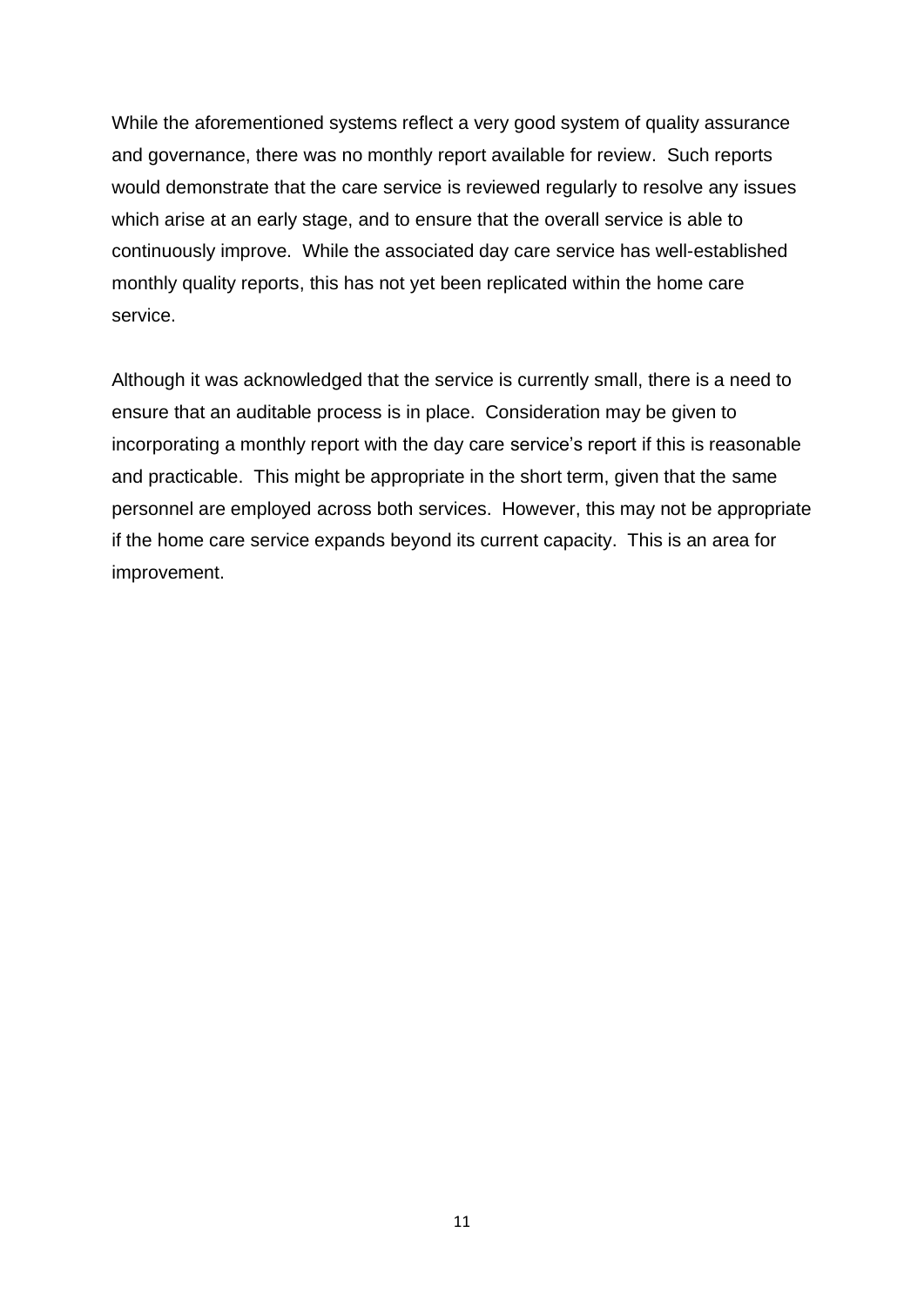While the aforementioned systems reflect a very good system of quality assurance and governance, there was no monthly report available for review. Such reports would demonstrate that the care service is reviewed regularly to resolve any issues which arise at an early stage, and to ensure that the overall service is able to continuously improve. While the associated day care service has well-established monthly quality reports, this has not yet been replicated within the home care service.

Although it was acknowledged that the service is currently small, there is a need to ensure that an auditable process is in place. Consideration may be given to incorporating a monthly report with the day care service's report if this is reasonable and practicable. This might be appropriate in the short term, given that the same personnel are employed across both services. However, this may not be appropriate if the home care service expands beyond its current capacity. This is an area for improvement.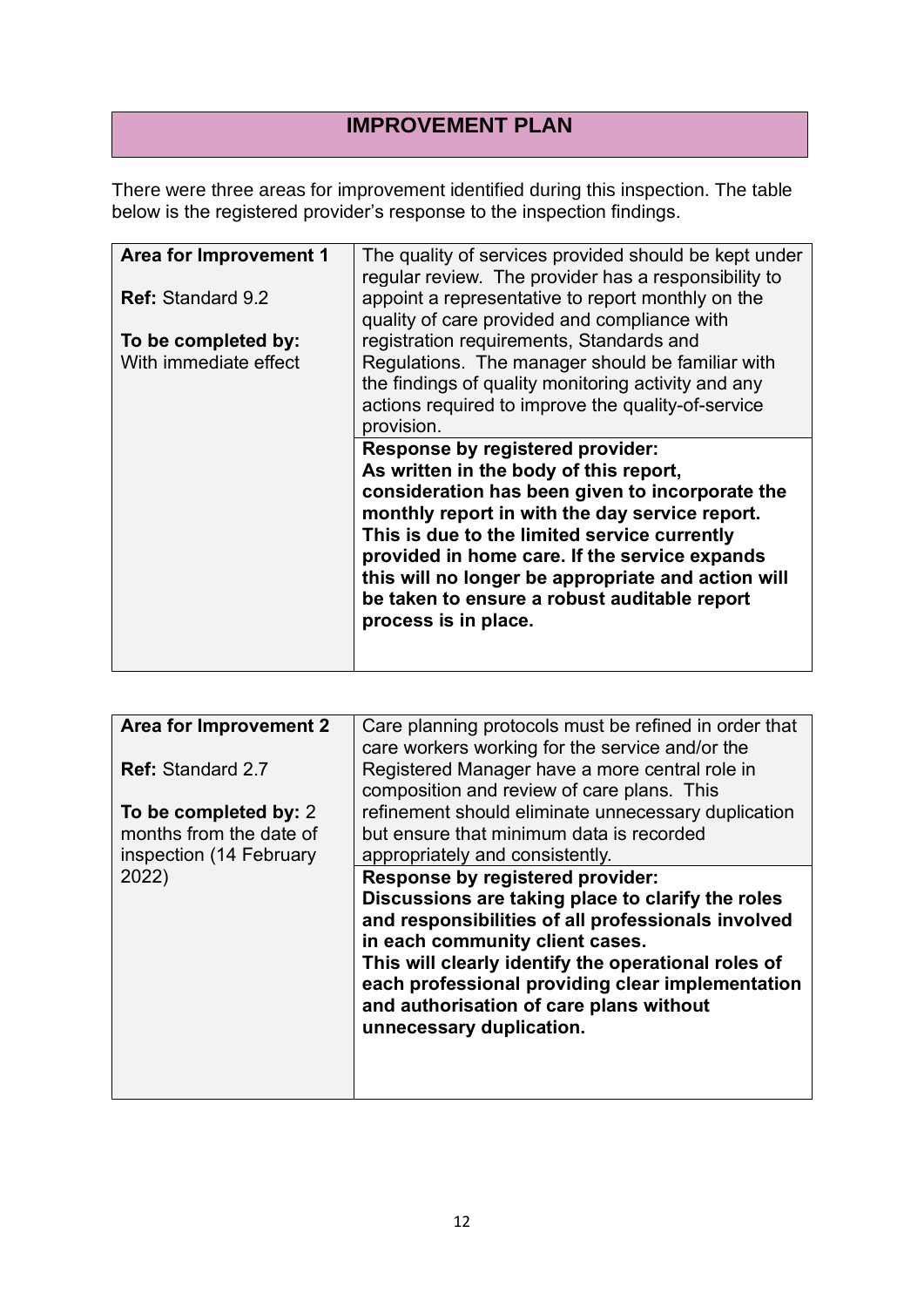## IMPROVEMENT PLAN

There were three areas for improvement identified during this inspection. The table below is the registered provider's response to the inspection findings.

| **Area for Improvement 1**<br><br>**Ref:** Standard 9.2<br><br>**To be completed by:**<br>With immediate effect | The quality of services provided should be kept under regular review. The provider has a responsibility to appoint a representative to report monthly on the quality of care provided and compliance with registration requirements, Standards and Regulations. The manager should be familiar with the findings of quality monitoring activity and any actions required to improve the quality-of-service provision. |
|---|---|
| | **Response by registered provider:**<br>**As written in the body of this report, consideration has been given to incorporate the monthly report in with the day service report. This is due to the limited service currently provided in home care. If the service expands this will no longer be appropriate and action will be taken to ensure a robust auditable report process is in place.** |

| **Area for Improvement 2**<br><br>**Ref:** Standard 2.7<br><br>**To be completed by:** 2 months from the date of inspection (14 February 2022) | Care planning protocols must be refined in order that care workers working for the service and/or the Registered Manager have a more central role in composition and review of care plans. This refinement should eliminate unnecessary duplication but ensure that minimum data is recorded appropriately and consistently. |
|---|---|
| | **Response by registered provider:**<br>**Discussions are taking place to clarify the roles and responsibilities of all professionals involved in each community client cases.**<br>**This will clearly identify the operational roles of each professional providing clear implementation and authorisation of care plans without unnecessary duplication.** |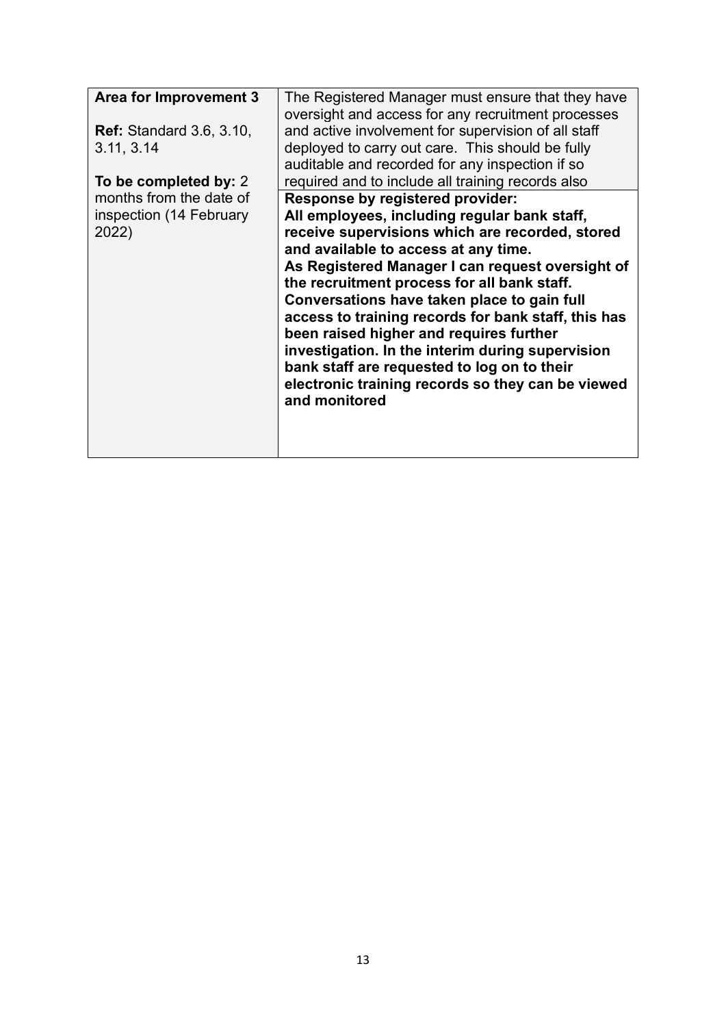| **Area for Improvement 3**<br><br>**Ref:** Standard 3.6, 3.10, 3.11, 3.14<br><br>**To be completed by:** 2 months from the date of inspection (14 February 2022) | The Registered Manager must ensure that they have oversight and access for any recruitment processes and active involvement for supervision of all staff deployed to carry out care. This should be fully auditable and recorded for any inspection if so required and to include all training records also |
|---|---|
| | **Response by registered provider:**<br>**All employees, including regular bank staff, receive supervisions which are recorded, stored and available to access at any time.**<br>**As Registered Manager I can request oversight of the recruitment process for all bank staff.**<br>**Conversations have taken place to gain full access to training records for bank staff, this has been raised higher and requires further investigation. In the interim during supervision bank staff are requested to log on to their electronic training records so they can be viewed and monitored** |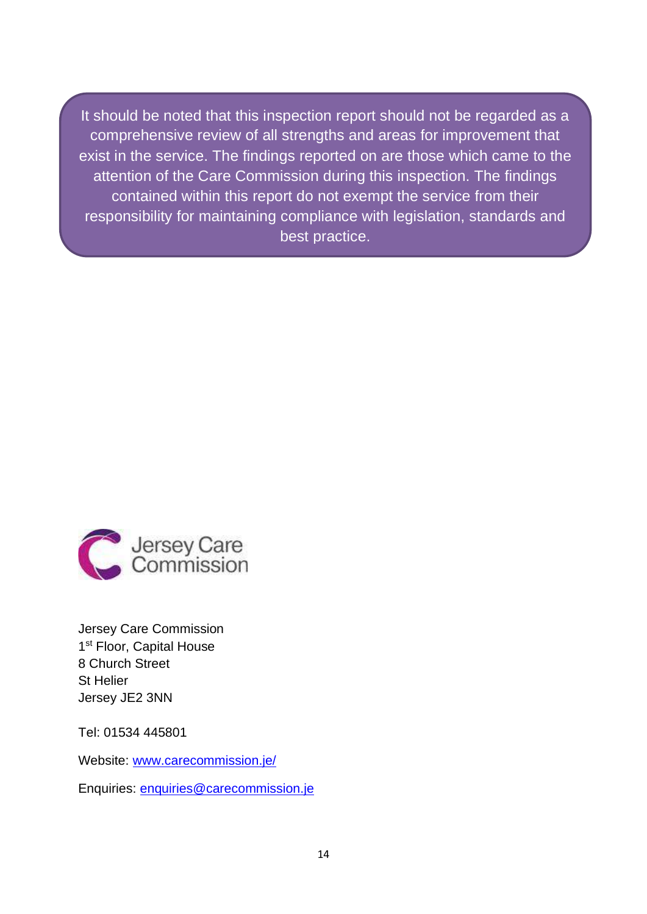It should be noted that this inspection report should not be regarded as a comprehensive review of all strengths and areas for improvement that exist in the service. The findings reported on are those which came to the attention of the Care Commission during this inspection. The findings contained within this report do not exempt the service from their responsibility for maintaining compliance with legislation, standards and best practice.

Jersey Care Commission

Jersey Care Commission
1st Floor, Capital House
8 Church Street
St Helier
Jersey JE2 3NN

Tel: 01534 445801

Website: www.carecommission.je/

Enquiries: enquiries@carecommission.je